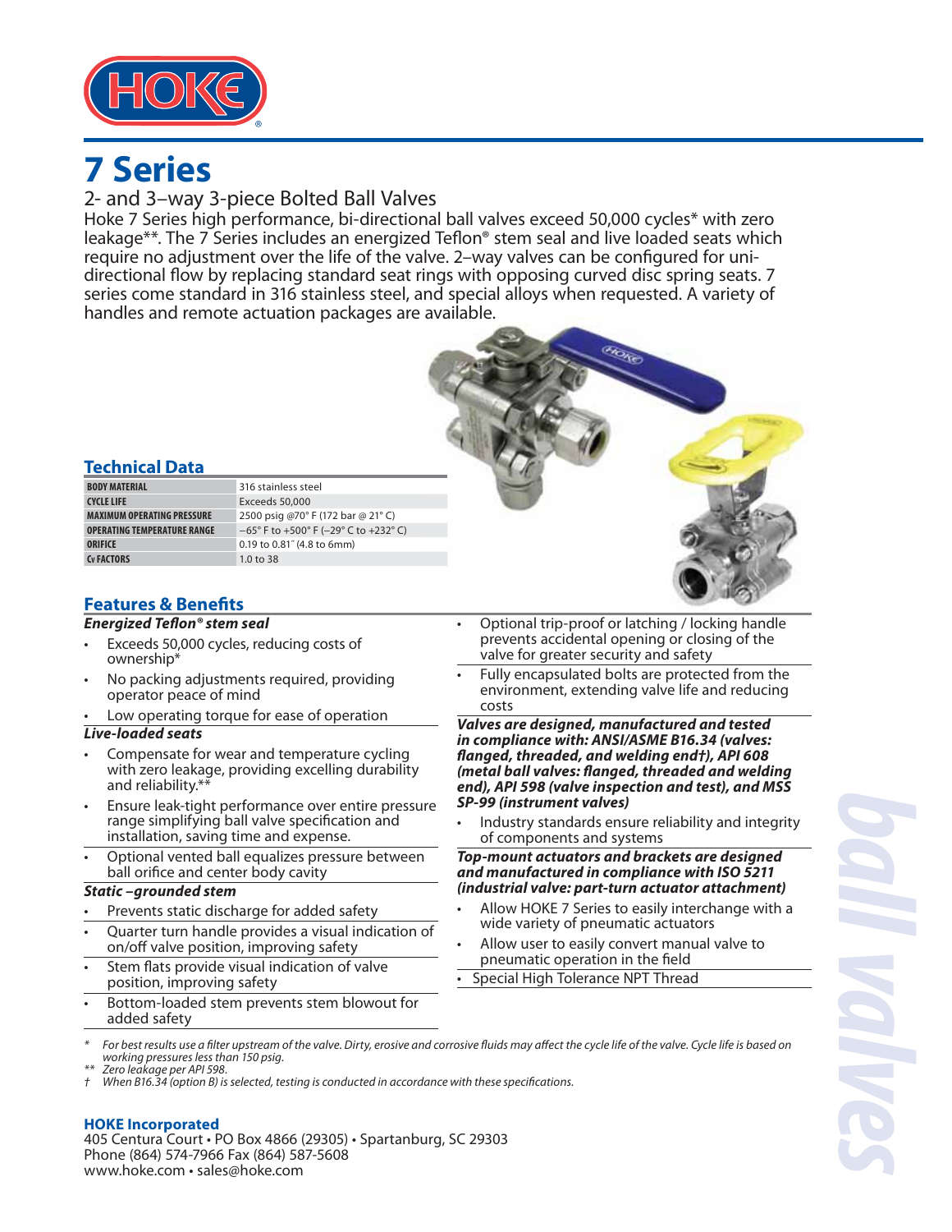# 7 Series

## 2- and 3–way 3-piece Bolted Ball Valves

Hoke 7 Series high performance, bi-directional ball valves exceed 50,000 cycles* with zero leakage**. The 7 Series includes an energized Teflon® stem seal and live loaded seats which require no adjustment over the life of the valve. 2–way valves can be configured for uni-directional flow by replacing standard seat rings with opposing curved disc spring seats. 7 series come standard in 316 stainless steel, and special alloys when requested. A variety of handles and remote actuation packages are available.

## Technical Data

| | |
|---|---|
| **BODY MATERIAL** | 316 stainless steel |
| **CYCLE LIFE** | Exceeds 50,000 |
| **MAXIMUM OPERATING PRESSURE** | 2500 psig @70° F (172 bar @ 21° C) |
| **OPERATING TEMPERATURE RANGE** | −65° F to +500° F (–29° C to +232° C) |
| **ORIFICE** | 0.19 to 0.81˝ (4.8 to 6mm) |
| **CV FACTORS** | 1.0 to 38 |

## Features & Benefits

***Energized Teflon® stem seal***

- Exceeds 50,000 cycles, reducing costs of ownership*
- No packing adjustments required, providing operator peace of mind
- Low operating torque for ease of operation

***Live-loaded seats***

- Compensate for wear and temperature cycling with zero leakage, providing excelling durability and reliability.**
- Ensure leak-tight performance over entire pressure range simplifying ball valve specification and installation, saving time and expense.
- Optional vented ball equalizes pressure between ball orifice and center body cavity

***Static –grounded stem***

- Prevents static discharge for added safety
- Quarter turn handle provides a visual indication of on/off valve position, improving safety
- Stem flats provide visual indication of valve position, improving safety
- Bottom-loaded stem prevents stem blowout for added safety
- Optional trip-proof or latching / locking handle prevents accidental opening or closing of the valve for greater security and safety
- Fully encapsulated bolts are protected from the environment, extending valve life and reducing costs

***Valves are designed, manufactured and tested in compliance with: ANSI/ASME B16.34 (valves: flanged, threaded, and welding end†), API 608 (metal ball valves: flanged, threaded and welding end), API 598 (valve inspection and test), and MSS SP-99 (instrument valves)***

- Industry standards ensure reliability and integrity of components and systems

***Top-mount actuators and brackets are designed and manufactured in compliance with ISO 5211 (industrial valve: part-turn actuator attachment)***

- Allow HOKE 7 Series to easily interchange with a wide variety of pneumatic actuators
- Allow user to easily convert manual valve to pneumatic operation in the field
- Special High Tolerance NPT Thread

*\* For best results use a filter upstream of the valve. Dirty, erosive and corrosive fluids may affect the cycle life of the valve. Cycle life is based on working pressures less than 150 psig.*
*\*\* Zero leakage per API 598.*
*† When B16.34 (option B) is selected, testing is conducted in accordance with these specifications.*

**HOKE Incorporated**
405 Centura Court • PO Box 4866 (29305) • Spartanburg, SC 29303
Phone (864) 574-7966 Fax (864) 587-5608
www.hoke.com • sales@hoke.com

ball valves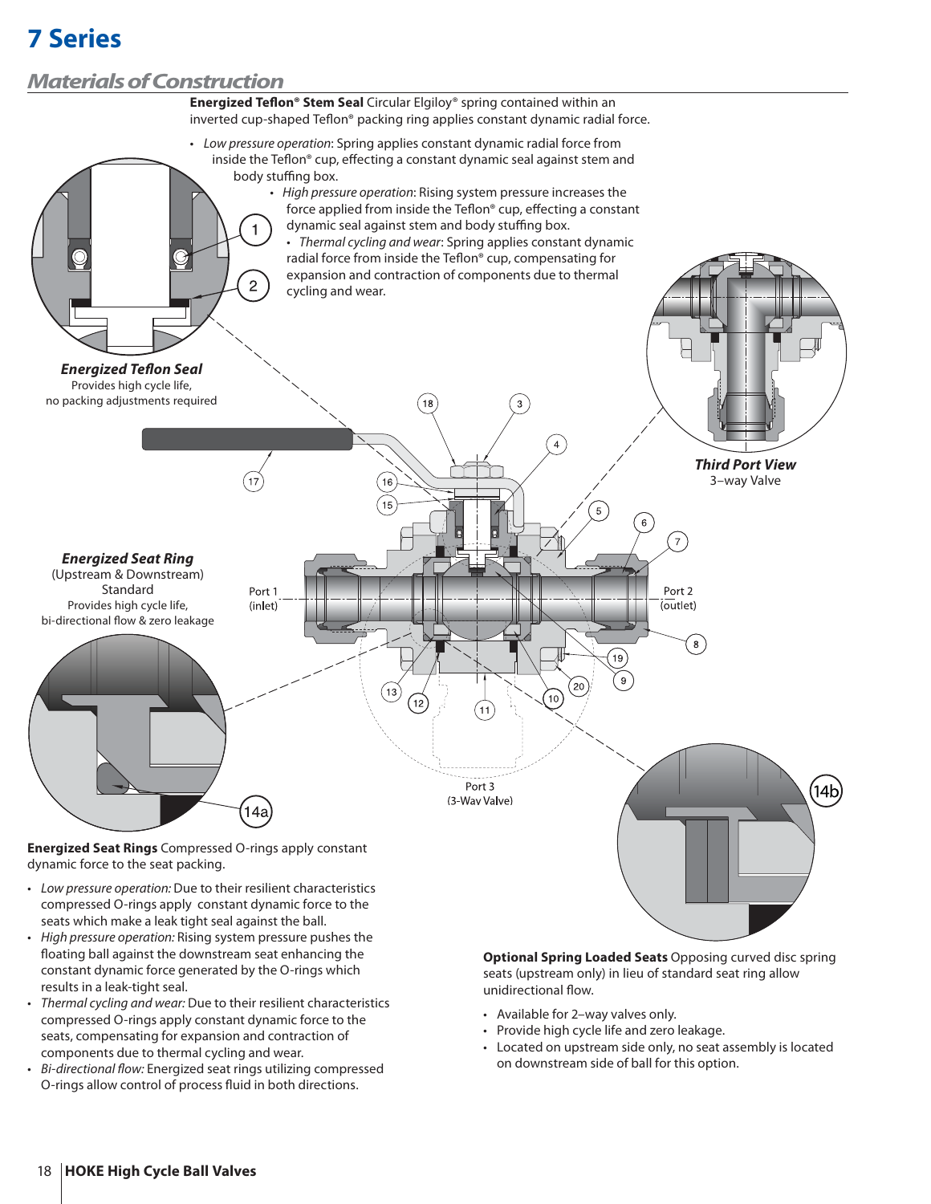# 7 Series

## Materials of Construction

**Energized Teflon® Stem Seal** Circular Elgiloy® spring contained within an inverted cup-shaped Teflon® packing ring applies constant dynamic radial force.

- *Low pressure operation*: Spring applies constant dynamic radial force from inside the Teflon® cup, effecting a constant dynamic seal against stem and body stuffing box.
- *High pressure operation*: Rising system pressure increases the force applied from inside the Teflon® cup, effecting a constant dynamic seal against stem and body stuffing box.
- *Thermal cycling and wear*: Spring applies constant dynamic radial force from inside the Teflon® cup, compensating for expansion and contraction of components due to thermal cycling and wear.

***Energized Teflon Seal***
Provides high cycle life,
no packing adjustments required

***Third Port View***
3–way Valve

***Energized Seat Ring***
(Upstream & Downstream)
Standard
Provides high cycle life,
bi-directional flow & zero leakage

Port 1 (inlet)

Port 2 (outlet)

Port 3 (3-Way Valve)

**Energized Seat Rings** Compressed O-rings apply constant dynamic force to the seat packing.

- *Low pressure operation:* Due to their resilient characteristics compressed O-rings apply constant dynamic force to the seats which make a leak tight seal against the ball.
- *High pressure operation:* Rising system pressure pushes the floating ball against the downstream seat enhancing the constant dynamic force generated by the O-rings which results in a leak-tight seal.
- *Thermal cycling and wear:* Due to their resilient characteristics compressed O-rings apply constant dynamic force to the seats, compensating for expansion and contraction of components due to thermal cycling and wear.
- *Bi-directional flow:* Energized seat rings utilizing compressed O-rings allow control of process fluid in both directions.

**Optional Spring Loaded Seats** Opposing curved disc spring seats (upstream only) in lieu of standard seat ring allow unidirectional flow.

- Available for 2–way valves only.
- Provide high cycle life and zero leakage.
- Located on upstream side only, no seat assembly is located on downstream side of ball for this option.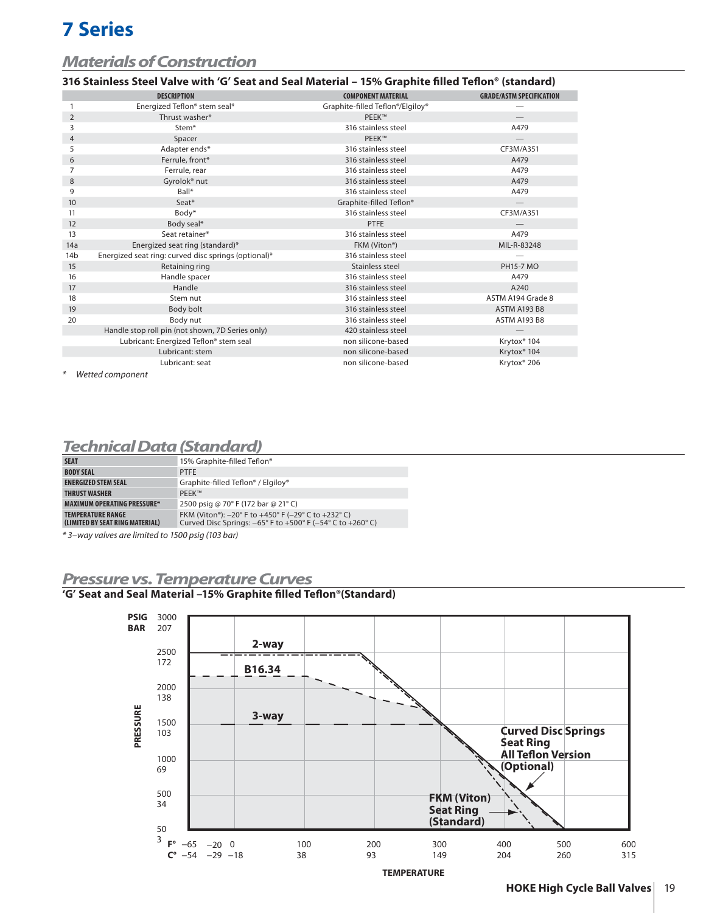# 7 Series

## Materials of Construction

### 316 Stainless Steel Valve with 'G' Seat and Seal Material – 15% Graphite filled Teflon® (standard)

| | DESCRIPTION | COMPONENT MATERIAL | GRADE/ASTM SPECIFICATION |
|---|---|---|---|
| 1 | Energized Teflon® stem seal* | Graphite-filled Teflon®/Elgiloy® | — |
| 2 | Thrust washer* | PEEK™ | — |
| 3 | Stem* | 316 stainless steel | A479 |
| 4 | Spacer | PEEK™ | — |
| 5 | Adapter ends* | 316 stainless steel | CF3M/A351 |
| 6 | Ferrule, front* | 316 stainless steel | A479 |
| 7 | Ferrule, rear | 316 stainless steel | A479 |
| 8 | Gyrolok® nut | 316 stainless steel | A479 |
| 9 | Ball* | 316 stainless steel | A479 |
| 10 | Seat* | Graphite-filled Teflon® | — |
| 11 | Body* | 316 stainless steel | CF3M/A351 |
| 12 | Body seal* | PTFE | — |
| 13 | Seat retainer* | 316 stainless steel | A479 |
| 14a | Energized seat ring (standard)* | FKM (Viton®) | MIL-R-83248 |
| 14b | Energized seat ring: curved disc springs (optional)* | 316 stainless steel | — |
| 15 | Retaining ring | Stainless steel | PH15-7 MO |
| 16 | Handle spacer | 316 stainless steel | A479 |
| 17 | Handle | 316 stainless steel | A240 |
| 18 | Stem nut | 316 stainless steel | ASTM A194 Grade 8 |
| 19 | Body bolt | 316 stainless steel | ASTM A193 B8 |
| 20 | Body nut | 316 stainless steel | ASTM A193 B8 |
| | Handle stop roll pin (not shown, 7D Series only) | 420 stainless steel | — |
| | Lubricant: Energized Teflon® stem seal | non silicone-based | Krytox® 104 |
| | Lubricant: stem | non silicone-based | Krytox® 104 |
| | Lubricant: seat | non silicone-based | Krytox® 206 |

\* *Wetted component*

## Technical Data (Standard)

| | |
|---|---|
| SEAT | 15% Graphite-filled Teflon® |
| BODY SEAL | PTFE |
| ENERGIZED STEM SEAL | Graphite-filled Teflon® / Elgiloy® |
| THRUST WASHER | PEEK™ |
| MAXIMUM OPERATING PRESSURE* | 2500 psig @ 70° F (172 bar @ 21° C) |
| TEMPERATURE RANGE (LIMITED BY SEAT RING MATERIAL) | FKM (Viton®): –20° F to +450° F (–29° C to +232° C)<br>Curved Disc Springs: –65° F to +500° F (–54° C to +260° C) |

*\* 3–way valves are limited to 1500 psig (103 bar)*

## Pressure vs. Temperature Curves

### 'G' Seat and Seal Material –15% Graphite filled Teflon®(Standard)

PRESSURE (PSIG / BAR): 3000/207, 2500/172, 2000/138, 1500/103, 1000/69, 500/34, 50/3

TEMPERATURE (F° / C°): –65/–54, –20/–29, 0/–18, 100/38, 200/93, 300/149, 400/204, 500/260, 600/315

Curves: 2-way; B16.34; 3-way; Curved Disc Springs Seat Ring All Teflon Version (Optional); FKM (Viton) Seat Ring (Standard)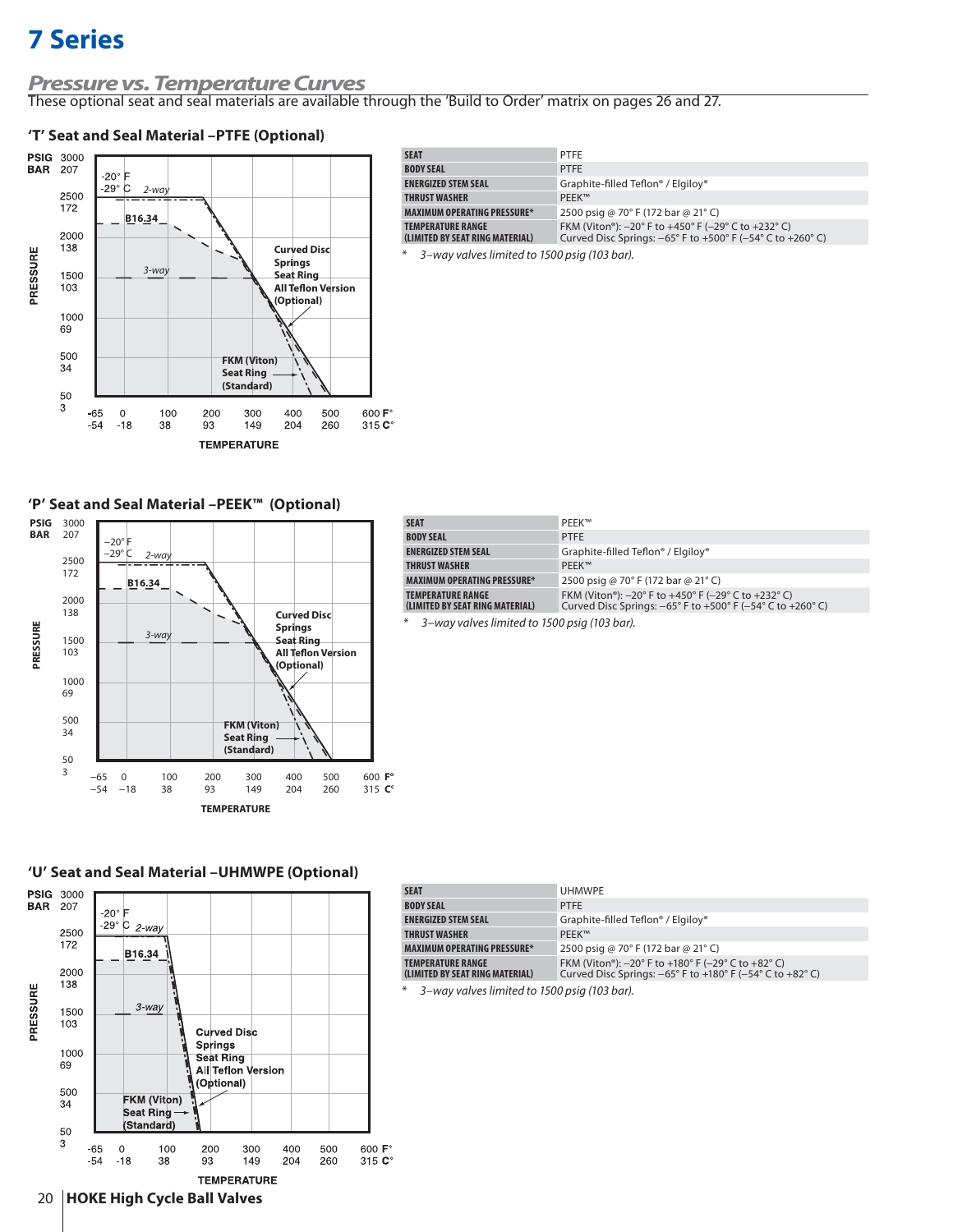# 7 Series

## Pressure vs. Temperature Curves

These optional seat and seal materials are available through the 'Build to Order' matrix on pages 26 and 27.

### 'T' Seat and Seal Material –PTFE (Optional)

| | |
|---|---|
| SEAT | PTFE |
| BODY SEAL | PTFE |
| ENERGIZED STEM SEAL | Graphite-filled Teflon® / Elgiloy® |
| THRUST WASHER | PEEK™ |
| MAXIMUM OPERATING PRESSURE* | 2500 psig @ 70° F (172 bar @ 21° C) |
| TEMPERATURE RANGE (LIMITED BY SEAT RING MATERIAL) | FKM (Viton®): –20° F to +450° F (–29° C to +232° C) Curved Disc Springs: –65° F to +500° F (–54° C to +260° C) |

\* *3–way valves limited to 1500 psig (103 bar).*

### 'P' Seat and Seal Material –PEEK™ (Optional)

| | |
|---|---|
| SEAT | PEEK™ |
| BODY SEAL | PTFE |
| ENERGIZED STEM SEAL | Graphite-filled Teflon® / Elgiloy® |
| THRUST WASHER | PEEK™ |
| MAXIMUM OPERATING PRESSURE* | 2500 psig @ 70° F (172 bar @ 21° C) |
| TEMPERATURE RANGE (LIMITED BY SEAT RING MATERIAL) | FKM (Viton®): –20° F to +450° F (–29° C to +232° C) Curved Disc Springs: –65° F to +500° F (–54° C to +260° C) |

\* *3–way valves limited to 1500 psig (103 bar).*

### 'U' Seat and Seal Material –UHMWPE (Optional)

| | |
|---|---|
| SEAT | UHMWPE |
| BODY SEAL | PTFE |
| ENERGIZED STEM SEAL | Graphite-filled Teflon® / Elgiloy® |
| THRUST WASHER | PEEK™ |
| MAXIMUM OPERATING PRESSURE* | 2500 psig @ 70° F (172 bar @ 21° C) |
| TEMPERATURE RANGE (LIMITED BY SEAT RING MATERIAL) | FKM (Viton®): –20° F to +180° F (–29° C to +82° C) Curved Disc Springs: –65° F to +180° F (–54° C to +82° C) |

\* *3–way valves limited to 1500 psig (103 bar).*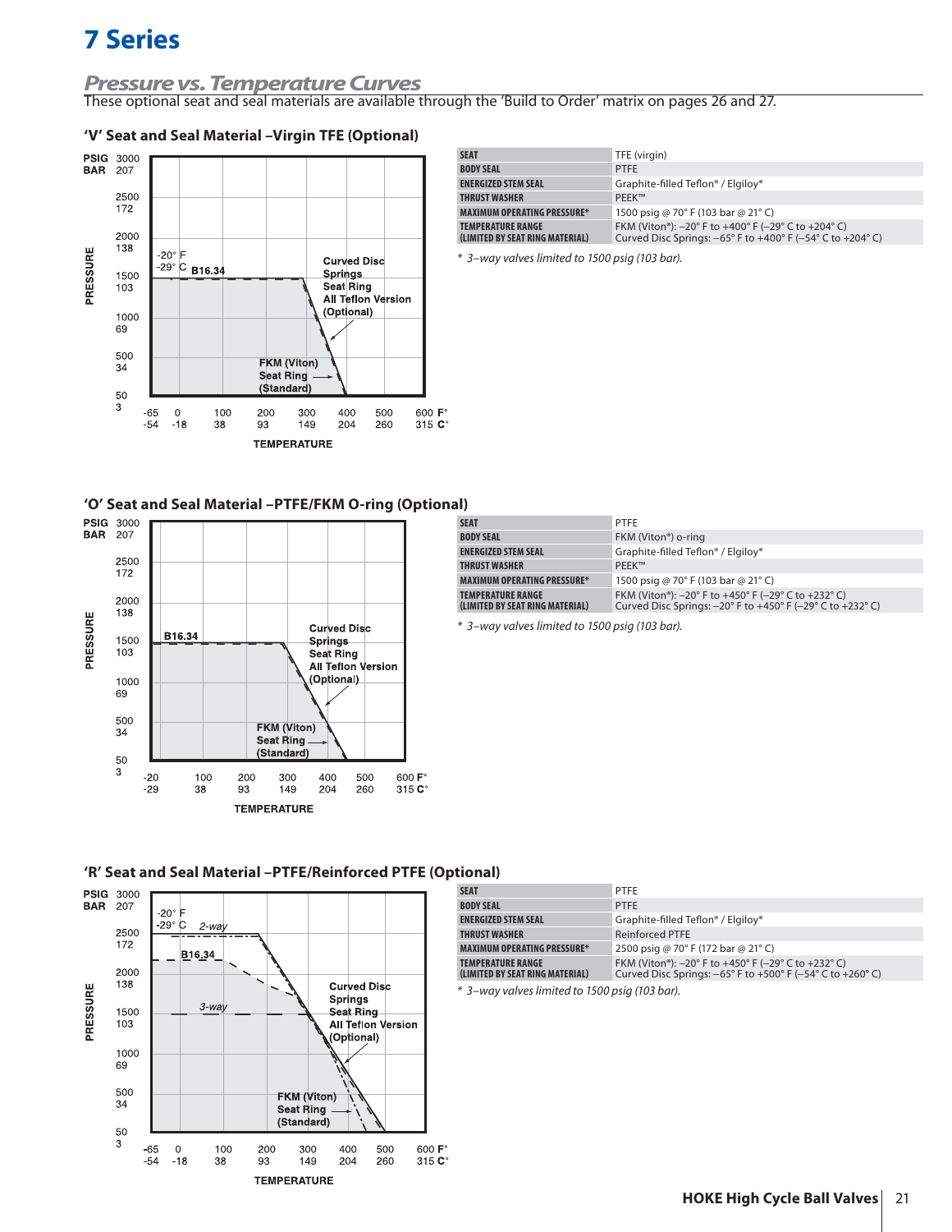# 7 Series

## Pressure vs. Temperature Curves

These optional seat and seal materials are available through the 'Build to Order' matrix on pages 26 and 27.

### 'V' Seat and Seal Material –Virgin TFE (Optional)

| SEAT | TFE (virgin) |
|---|---|
| BODY SEAL | PTFE |
| ENERGIZED STEM SEAL | Graphite-filled Teflon® / Elgiloy® |
| THRUST WASHER | PEEK™ |
| MAXIMUM OPERATING PRESSURE* | 1500 psig @ 70° F (103 bar @ 21° C) |
| TEMPERATURE RANGE (LIMITED BY SEAT RING MATERIAL) | FKM (Viton®): –20° F to +400° F (–29° C to +204° C)<br>Curved Disc Springs: –65° F to +400° F (–54° C to +204° C) |

*\* 3–way valves limited to 1500 psig (103 bar).*

### 'O' Seat and Seal Material –PTFE/FKM O-ring (Optional)

| SEAT | PTFE |
|---|---|
| BODY SEAL | FKM (Viton®) o-ring |
| ENERGIZED STEM SEAL | Graphite-filled Teflon® / Elgiloy® |
| THRUST WASHER | PEEK™ |
| MAXIMUM OPERATING PRESSURE* | 1500 psig @ 70° F (103 bar @ 21° C) |
| TEMPERATURE RANGE (LIMITED BY SEAT RING MATERIAL) | FKM (Viton®): –20° F to +450° F (–29° C to +232° C)<br>Curved Disc Springs: –20° F to +450° F (–29° C to +232° C) |

*\* 3–way valves limited to 1500 psig (103 bar).*

### 'R' Seat and Seal Material –PTFE/Reinforced PTFE (Optional)

| SEAT | PTFE |
|---|---|
| BODY SEAL | PTFE |
| ENERGIZED STEM SEAL | Graphite-filled Teflon® / Elgiloy® |
| THRUST WASHER | Reinforced PTFE |
| MAXIMUM OPERATING PRESSURE* | 2500 psig @ 70° F (172 bar @ 21° C) |
| TEMPERATURE RANGE (LIMITED BY SEAT RING MATERIAL) | FKM (Viton®): –20° F to +450° F (–29° C to +232° C)<br>Curved Disc Springs: –65° F to +500° F (–54° C to +260° C) |

*\* 3–way valves limited to 1500 psig (103 bar).*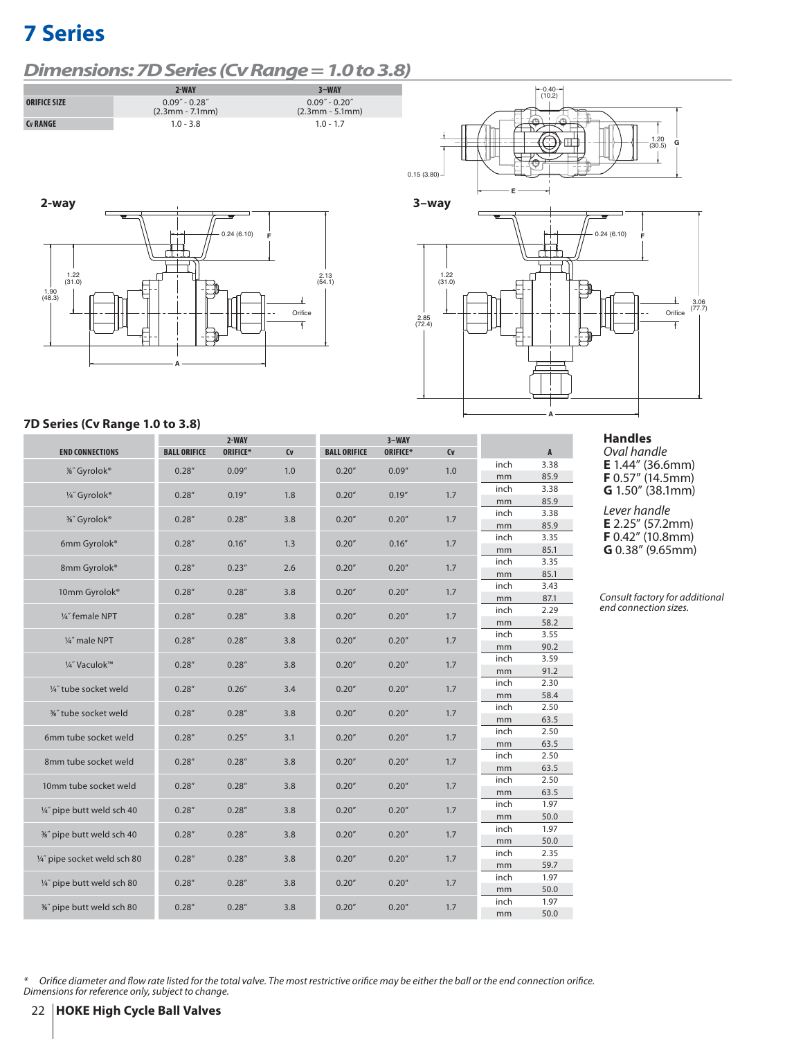# 7 Series

## Dimensions: 7D Series (Cv Range = 1.0 to 3.8)

| | 2-WAY | 3–WAY |
|---|---|---|
| ORIFICE SIZE | 0.09″ - 0.28″ (2.3mm - 7.1mm) | 0.09″ - 0.20″ (2.3mm - 5.1mm) |
| Cv RANGE | 1.0 - 3.8 | 1.0 - 1.7 |

**2-way**

**3–way**

### 7D Series (Cv Range 1.0 to 3.8)

| END CONNECTIONS | 2-WAY BALL ORIFICE | 2-WAY ORIFICE* | 2-WAY Cv | 3–WAY BALL ORIFICE | 3–WAY ORIFICE* | 3–WAY Cv | A (inch) | A (mm) |
|---|---|---|---|---|---|---|---|---|
| ⅛″ Gyrolok® | 0.28″ | 0.09″ | 1.0 | 0.20″ | 0.09″ | 1.0 | 3.38 | 85.9 |
| ¼″ Gyrolok® | 0.28″ | 0.19″ | 1.8 | 0.20″ | 0.19″ | 1.7 | 3.38 | 85.9 |
| ⅜″ Gyrolok® | 0.28″ | 0.28″ | 3.8 | 0.20″ | 0.20″ | 1.7 | 3.38 | 85.9 |
| 6mm Gyrolok® | 0.28″ | 0.16″ | 1.3 | 0.20″ | 0.16″ | 1.7 | 3.35 | 85.1 |
| 8mm Gyrolok® | 0.28″ | 0.23″ | 2.6 | 0.20″ | 0.20″ | 1.7 | 3.35 | 85.1 |
| 10mm Gyrolok® | 0.28″ | 0.28″ | 3.8 | 0.20″ | 0.20″ | 1.7 | 3.43 | 87.1 |
| ¼″ female NPT | 0.28″ | 0.28″ | 3.8 | 0.20″ | 0.20″ | 1.7 | 2.29 | 58.2 |
| ¼″ male NPT | 0.28″ | 0.28″ | 3.8 | 0.20″ | 0.20″ | 1.7 | 3.55 | 90.2 |
| ¼″ Vaculok™ | 0.28″ | 0.28″ | 3.8 | 0.20″ | 0.20″ | 1.7 | 3.59 | 91.2 |
| ¼″ tube socket weld | 0.28″ | 0.26″ | 3.4 | 0.20″ | 0.20″ | 1.7 | 2.30 | 58.4 |
| ⅜″ tube socket weld | 0.28″ | 0.28″ | 3.8 | 0.20″ | 0.20″ | 1.7 | 2.50 | 63.5 |
| 6mm tube socket weld | 0.28″ | 0.25″ | 3.1 | 0.20″ | 0.20″ | 1.7 | 2.50 | 63.5 |
| 8mm tube socket weld | 0.28″ | 0.28″ | 3.8 | 0.20″ | 0.20″ | 1.7 | 2.50 | 63.5 |
| 10mm tube socket weld | 0.28″ | 0.28″ | 3.8 | 0.20″ | 0.20″ | 1.7 | 2.50 | 63.5 |
| ¼″ pipe butt weld sch 40 | 0.28″ | 0.28″ | 3.8 | 0.20″ | 0.20″ | 1.7 | 1.97 | 50.0 |
| ⅜″ pipe butt weld sch 40 | 0.28″ | 0.28″ | 3.8 | 0.20″ | 0.20″ | 1.7 | 1.97 | 50.0 |
| ¼″ pipe socket weld sch 80 | 0.28″ | 0.28″ | 3.8 | 0.20″ | 0.20″ | 1.7 | 2.35 | 59.7 |
| ¼″ pipe butt weld sch 80 | 0.28″ | 0.28″ | 3.8 | 0.20″ | 0.20″ | 1.7 | 1.97 | 50.0 |
| ⅜″ pipe butt weld sch 80 | 0.28″ | 0.28″ | 3.8 | 0.20″ | 0.20″ | 1.7 | 1.97 | 50.0 |

### Handles

*Oval handle*
**E** 1.44″ (36.6mm)
**F** 0.57″ (14.5mm)
**G** 1.50″ (38.1mm)

*Lever handle*
**E** 2.25″ (57.2mm)
**F** 0.42″ (10.8mm)
**G** 0.38″ (9.65mm)

*Consult factory for additional end connection sizes.*

\* *Orifice diameter and flow rate listed for the total valve. The most restrictive orifice may be either the ball or the end connection orifice.*
*Dimensions for reference only, subject to change.*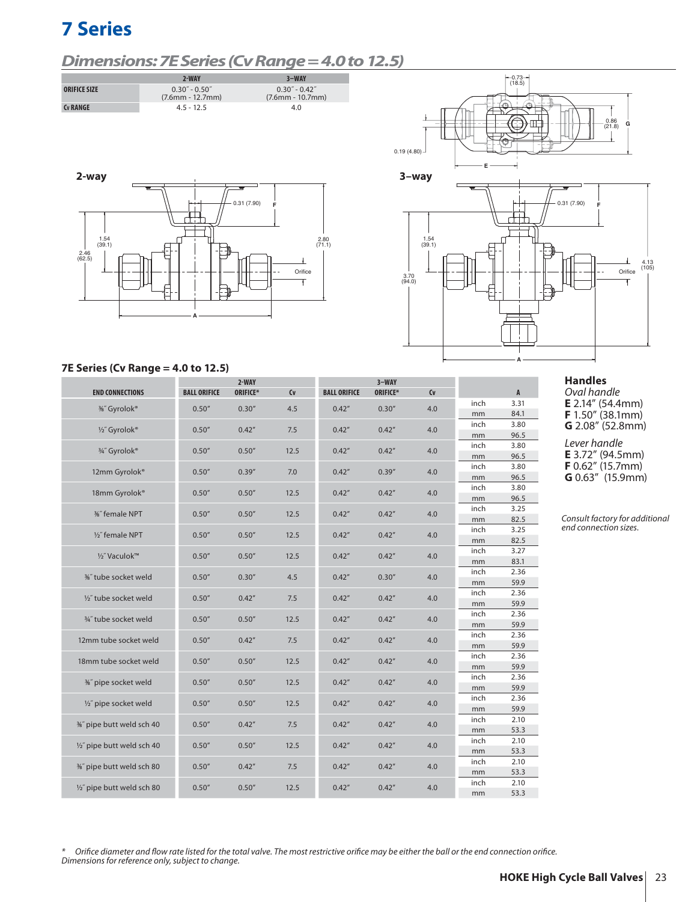# 7 Series

## Dimensions: 7E Series (Cv Range = 4.0 to 12.5)

| | 2-WAY | 3-WAY |
|---|---|---|
| ORIFICE SIZE | 0.30˝ - 0.50˝ (7.6mm - 12.7mm) | 0.30˝ - 0.42˝ (7.6mm - 10.7mm) |
| Cv RANGE | 4.5 - 12.5 | 4.0 |

2-way

0.31 (7.90) F

1.54 (39.1)

2.46 (62.5)

2.80 (71.1)

Orifice

A

3-way

0.73 (18.5)

0.86 (21.8) G

0.19 (4.80)

E

0.31 (7.90) F

1.54 (39.1)

3.70 (94.0)

4.13 (105)

Orifice

A

### 7E Series (Cv Range = 4.0 to 12.5)

| END CONNECTIONS | 2-WAY BALL ORIFICE | 2-WAY ORIFICE* | 2-WAY Cv | 3-WAY BALL ORIFICE | 3-WAY ORIFICE* | 3-WAY Cv | | A |
|---|---|---|---|---|---|---|---|---|
| ⅜˝ Gyrolok® | 0.50″ | 0.30″ | 4.5 | 0.42″ | 0.30″ | 4.0 | inch | 3.31 |
| | | | | | | | mm | 84.1 |
| ½˝ Gyrolok® | 0.50″ | 0.42″ | 7.5 | 0.42″ | 0.42″ | 4.0 | inch | 3.80 |
| | | | | | | | mm | 96.5 |
| ¾˝ Gyrolok® | 0.50″ | 0.50″ | 12.5 | 0.42″ | 0.42″ | 4.0 | inch | 3.80 |
| | | | | | | | mm | 96.5 |
| 12mm Gyrolok® | 0.50″ | 0.39″ | 7.0 | 0.42″ | 0.39″ | 4.0 | inch | 3.80 |
| | | | | | | | mm | 96.5 |
| 18mm Gyrolok® | 0.50″ | 0.50″ | 12.5 | 0.42″ | 0.42″ | 4.0 | inch | 3.80 |
| | | | | | | | mm | 96.5 |
| ⅜˝ female NPT | 0.50″ | 0.50″ | 12.5 | 0.42″ | 0.42″ | 4.0 | inch | 3.25 |
| | | | | | | | mm | 82.5 |
| ½˝ female NPT | 0.50″ | 0.50″ | 12.5 | 0.42″ | 0.42″ | 4.0 | inch | 3.25 |
| | | | | | | | mm | 82.5 |
| ½˝ Vaculok™ | 0.50″ | 0.50″ | 12.5 | 0.42″ | 0.42″ | 4.0 | inch | 3.27 |
| | | | | | | | mm | 83.1 |
| ⅜˝ tube socket weld | 0.50″ | 0.30″ | 4.5 | 0.42″ | 0.30″ | 4.0 | inch | 2.36 |
| | | | | | | | mm | 59.9 |
| ½˝ tube socket weld | 0.50″ | 0.42″ | 7.5 | 0.42″ | 0.42″ | 4.0 | inch | 2.36 |
| | | | | | | | mm | 59.9 |
| ¾˝ tube socket weld | 0.50″ | 0.50″ | 12.5 | 0.42″ | 0.42″ | 4.0 | inch | 2.36 |
| | | | | | | | mm | 59.9 |
| 12mm tube socket weld | 0.50″ | 0.42″ | 7.5 | 0.42″ | 0.42″ | 4.0 | inch | 2.36 |
| | | | | | | | mm | 59.9 |
| 18mm tube socket weld | 0.50″ | 0.50″ | 12.5 | 0.42″ | 0.42″ | 4.0 | inch | 2.36 |
| | | | | | | | mm | 59.9 |
| ⅜˝ pipe socket weld | 0.50″ | 0.50″ | 12.5 | 0.42″ | 0.42″ | 4.0 | inch | 2.36 |
| | | | | | | | mm | 59.9 |
| ½˝ pipe socket weld | 0.50″ | 0.50″ | 12.5 | 0.42″ | 0.42″ | 4.0 | inch | 2.36 |
| | | | | | | | mm | 59.9 |
| ⅜˝ pipe butt weld sch 40 | 0.50″ | 0.42″ | 7.5 | 0.42″ | 0.42″ | 4.0 | inch | 2.10 |
| | | | | | | | mm | 53.3 |
| ½˝ pipe butt weld sch 40 | 0.50″ | 0.50″ | 12.5 | 0.42″ | 0.42″ | 4.0 | inch | 2.10 |
| | | | | | | | mm | 53.3 |
| ⅜˝ pipe butt weld sch 80 | 0.50″ | 0.42″ | 7.5 | 0.42″ | 0.42″ | 4.0 | inch | 2.10 |
| | | | | | | | mm | 53.3 |
| ½˝ pipe butt weld sch 80 | 0.50″ | 0.50″ | 12.5 | 0.42″ | 0.42″ | 4.0 | inch | 2.10 |
| | | | | | | | mm | 53.3 |

**Handles**

*Oval handle*
**E** 2.14″ (54.4mm)
**F** 1.50″ (38.1mm)
**G** 2.08″ (52.8mm)

*Lever handle*
**E** 3.72″ (94.5mm)
**F** 0.62″ (15.7mm)
**G** 0.63″ (15.9mm)

*Consult factory for additional end connection sizes.*

\* *Orifice diameter and flow rate listed for the total valve. The most restrictive orifice may be either the ball or the end connection orifice.*
*Dimensions for reference only, subject to change.*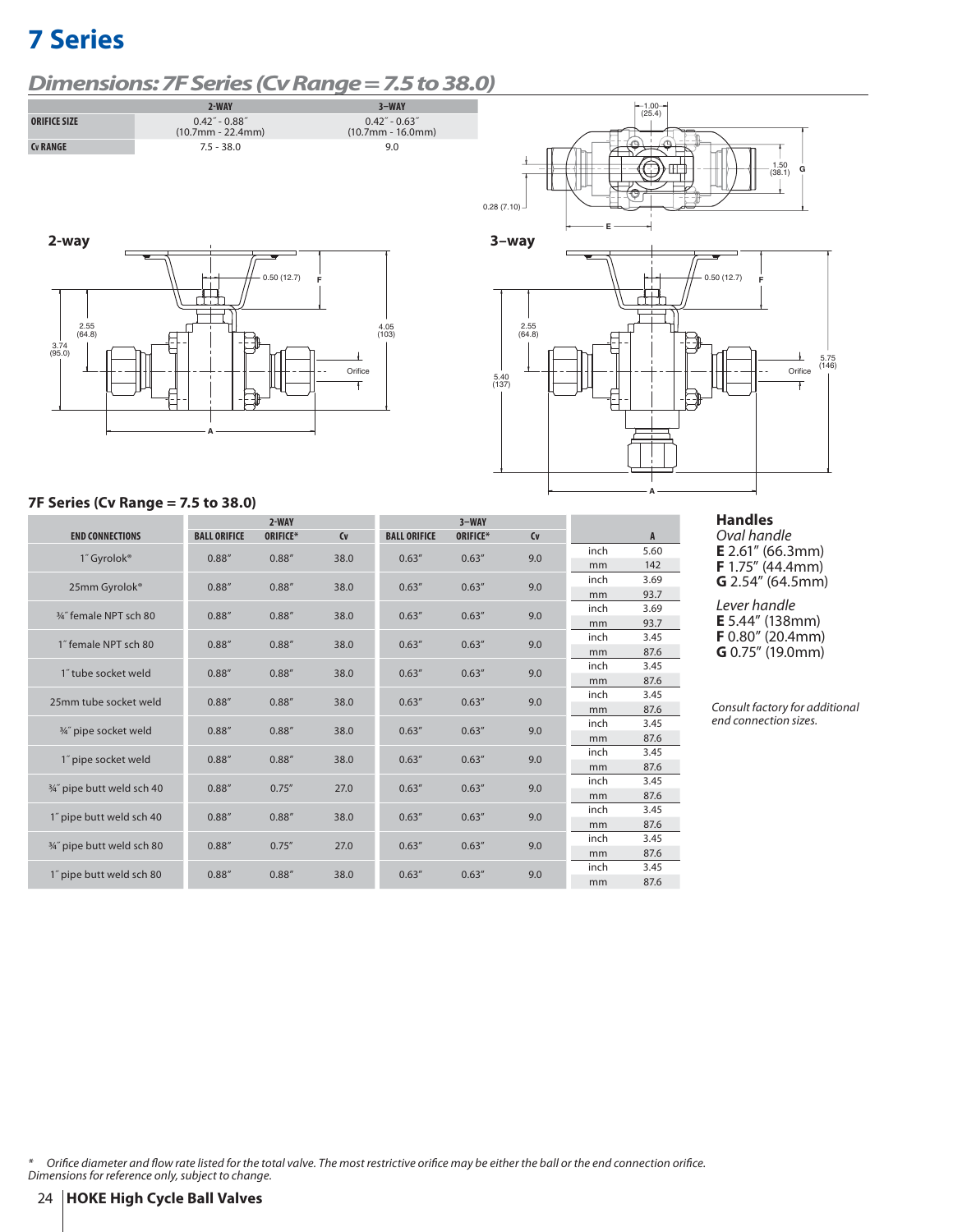# 7 Series

## Dimensions: 7F Series (Cv Range = 7.5 to 38.0)

| | 2-WAY | 3-WAY |
|---|---|---|
| ORIFICE SIZE | 0.42″ - 0.88″ (10.7mm - 22.4mm) | 0.42″ - 0.63″ (10.7mm - 16.0mm) |
| Cv RANGE | 7.5 - 38.0 | 9.0 |

**2-way**

**3-way**

### 7F Series (Cv Range = 7.5 to 38.0)

| END CONNECTIONS | 2-WAY BALL ORIFICE | 2-WAY ORIFICE* | 2-WAY Cv | 3-WAY BALL ORIFICE | 3-WAY ORIFICE* | 3-WAY Cv | | A |
|---|---|---|---|---|---|---|---|---|
| 1″ Gyrolok® | 0.88″ | 0.88″ | 38.0 | 0.63″ | 0.63″ | 9.0 | inch | 5.60 |
| | | | | | | | mm | 142 |
| 25mm Gyrolok® | 0.88″ | 0.88″ | 38.0 | 0.63″ | 0.63″ | 9.0 | inch | 3.69 |
| | | | | | | | mm | 93.7 |
| ¾″ female NPT sch 80 | 0.88″ | 0.88″ | 38.0 | 0.63″ | 0.63″ | 9.0 | inch | 3.69 |
| | | | | | | | mm | 93.7 |
| 1″ female NPT sch 80 | 0.88″ | 0.88″ | 38.0 | 0.63″ | 0.63″ | 9.0 | inch | 3.45 |
| | | | | | | | mm | 87.6 |
| 1″ tube socket weld | 0.88″ | 0.88″ | 38.0 | 0.63″ | 0.63″ | 9.0 | inch | 3.45 |
| | | | | | | | mm | 87.6 |
| 25mm tube socket weld | 0.88″ | 0.88″ | 38.0 | 0.63″ | 0.63″ | 9.0 | inch | 3.45 |
| | | | | | | | mm | 87.6 |
| ¾″ pipe socket weld | 0.88″ | 0.88″ | 38.0 | 0.63″ | 0.63″ | 9.0 | inch | 3.45 |
| | | | | | | | mm | 87.6 |
| 1″ pipe socket weld | 0.88″ | 0.88″ | 38.0 | 0.63″ | 0.63″ | 9.0 | inch | 3.45 |
| | | | | | | | mm | 87.6 |
| ¾″ pipe butt weld sch 40 | 0.88″ | 0.75″ | 27.0 | 0.63″ | 0.63″ | 9.0 | inch | 3.45 |
| | | | | | | | mm | 87.6 |
| 1″ pipe butt weld sch 40 | 0.88″ | 0.88″ | 38.0 | 0.63″ | 0.63″ | 9.0 | inch | 3.45 |
| | | | | | | | mm | 87.6 |
| ¾″ pipe butt weld sch 80 | 0.88″ | 0.75″ | 27.0 | 0.63″ | 0.63″ | 9.0 | inch | 3.45 |
| | | | | | | | mm | 87.6 |
| 1″ pipe butt weld sch 80 | 0.88″ | 0.88″ | 38.0 | 0.63″ | 0.63″ | 9.0 | inch | 3.45 |
| | | | | | | | mm | 87.6 |

### Handles

*Oval handle*
**E** 2.61″ (66.3mm)
**F** 1.75″ (44.4mm)
**G** 2.54″ (64.5mm)

*Lever handle*
**E** 5.44″ (138mm)
**F** 0.80″ (20.4mm)
**G** 0.75″ (19.0mm)

*Consult factory for additional end connection sizes.*

\* *Orifice diameter and flow rate listed for the total valve. The most restrictive orifice may be either the ball or the end connection orifice.*
*Dimensions for reference only, subject to change.*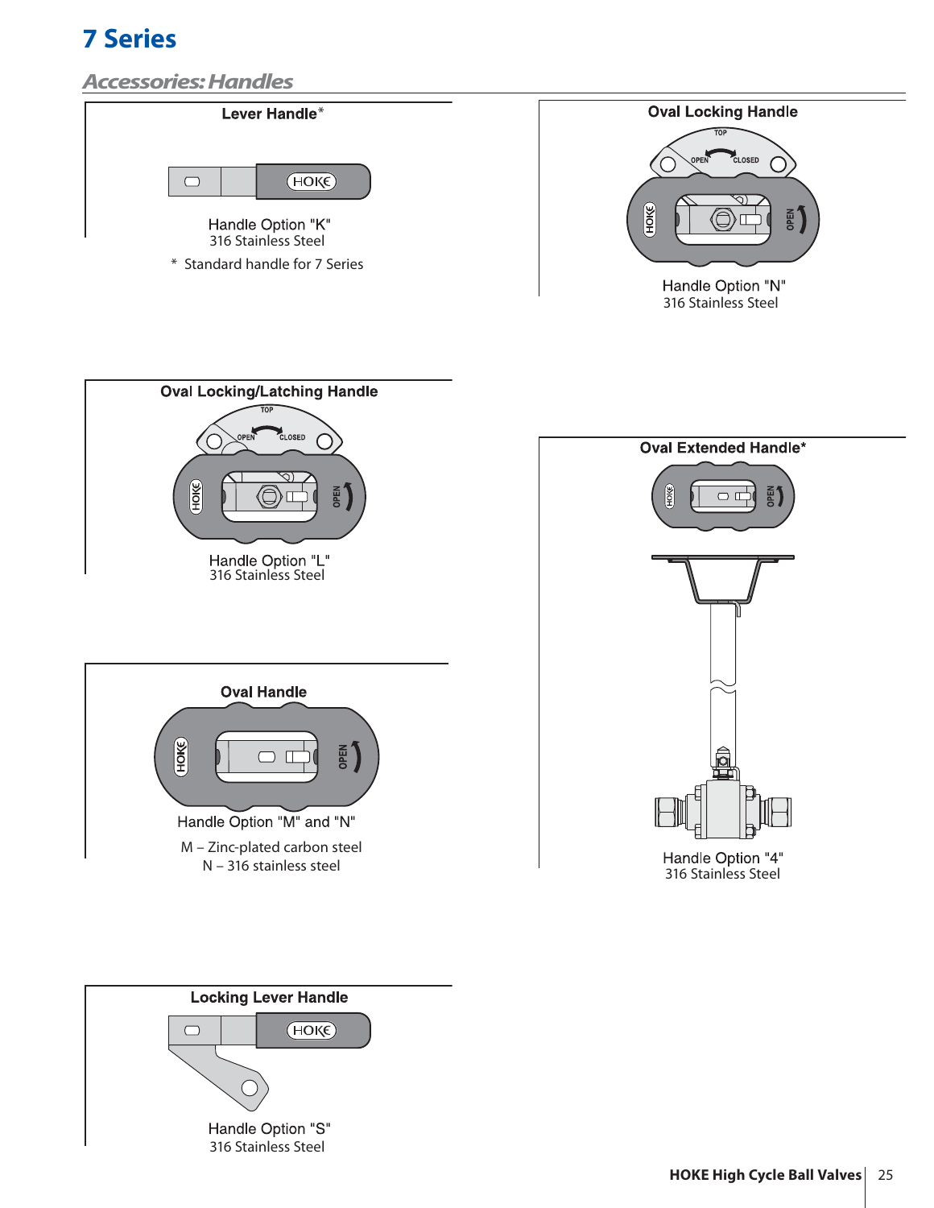# 7 Series

## Accessories: Handles

### Lever Handle*

Handle Option "K"
316 Stainless Steel

* Standard handle for 7 Series

### Oval Locking Handle

Handle Option "N"
316 Stainless Steel

### Oval Locking/Latching Handle

Handle Option "L"
316 Stainless Steel

### Oval Extended Handle*

Handle Option "4"
316 Stainless Steel

### Oval Handle

Handle Option "M" and "N"

M – Zinc-plated carbon steel
N – 316 stainless steel

### Locking Lever Handle

Handle Option "S"
316 Stainless Steel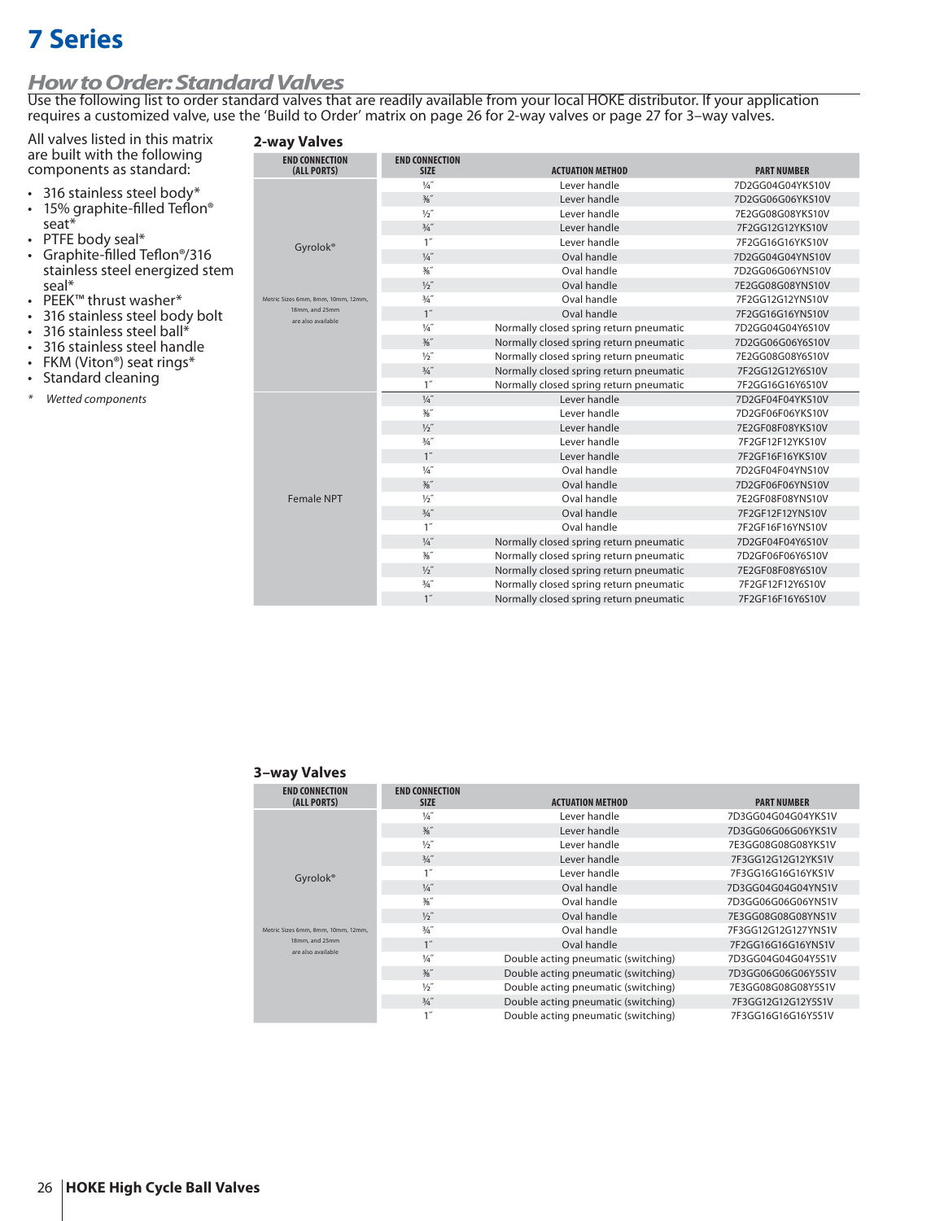# 7 Series

## How to Order: Standard Valves

Use the following list to order standard valves that are readily available from your local HOKE distributor. If your application requires a customized valve, use the 'Build to Order' matrix on page 26 for 2-way valves or page 27 for 3–way valves.

All valves listed in this matrix are built with the following components as standard:

- 316 stainless steel body*
- 15% graphite-filled Teflon® seat*
- PTFE body seal*
- Graphite-filled Teflon®/316 stainless steel energized stem seal*
- PEEK™ thrust washer*
- 316 stainless steel body bolt
- 316 stainless steel ball*
- 316 stainless steel handle
- FKM (Viton®) seat rings*
- Standard cleaning

\* *Wetted components*

### 2-way Valves

| END CONNECTION (ALL PORTS) | END CONNECTION SIZE | ACTUATION METHOD | PART NUMBER |
|---|---|---|---|
| Gyrolok® | ¼″ | Lever handle | 7D2GG04G04YKS10V |
| Metric Sizes 6mm, 8mm, 10mm, 12mm, 18mm, and 25mm are also available | ⅜″ | Lever handle | 7D2GG06G06YKS10V |
| | ½″ | Lever handle | 7E2GG08G08YKS10V |
| | ¾″ | Lever handle | 7F2GG12G12YKS10V |
| | 1″ | Lever handle | 7F2GG16G16YKS10V |
| | ¼″ | Oval handle | 7D2GG04G04YNS10V |
| | ⅜″ | Oval handle | 7D2GG06G06YNS10V |
| | ½″ | Oval handle | 7E2GG08G08YNS10V |
| | ¾″ | Oval handle | 7F2GG12G12YNS10V |
| | 1″ | Oval handle | 7F2GG16G16YNS10V |
| | ¼″ | Normally closed spring return pneumatic | 7D2GG04G04Y6S10V |
| | ⅜″ | Normally closed spring return pneumatic | 7D2GG06G06Y6S10V |
| | ½″ | Normally closed spring return pneumatic | 7E2GG08G08Y6S10V |
| | ¾″ | Normally closed spring return pneumatic | 7F2GG12G12Y6S10V |
| | 1″ | Normally closed spring return pneumatic | 7F2GG16G16Y6S10V |
| Female NPT | ¼″ | Lever handle | 7D2GF04F04YKS10V |
| | ⅜″ | Lever handle | 7D2GF06F06YKS10V |
| | ½″ | Lever handle | 7E2GF08F08YKS10V |
| | ¾″ | Lever handle | 7F2GF12F12YKS10V |
| | 1″ | Lever handle | 7F2GF16F16YKS10V |
| | ¼″ | Oval handle | 7D2GF04F04YNS10V |
| | ⅜″ | Oval handle | 7D2GF06F06YNS10V |
| | ½″ | Oval handle | 7E2GF08F08YNS10V |
| | ¾″ | Oval handle | 7F2GF12F12YNS10V |
| | 1″ | Oval handle | 7F2GF16F16YNS10V |
| | ¼″ | Normally closed spring return pneumatic | 7D2GF04F04Y6S10V |
| | ⅜″ | Normally closed spring return pneumatic | 7D2GF06F06Y6S10V |
| | ½″ | Normally closed spring return pneumatic | 7E2GF08F08Y6S10V |
| | ¾″ | Normally closed spring return pneumatic | 7F2GF12F12Y6S10V |
| | 1″ | Normally closed spring return pneumatic | 7F2GF16F16Y6S10V |

### 3–way Valves

| END CONNECTION (ALL PORTS) | END CONNECTION SIZE | ACTUATION METHOD | PART NUMBER |
|---|---|---|---|
| Gyrolok® | ¼″ | Lever handle | 7D3GG04G04G04YKS1V |
| Metric Sizes 6mm, 8mm, 10mm, 12mm, 18mm, and 25mm are also available | ⅜″ | Lever handle | 7D3GG06G06G06YKS1V |
| | ½″ | Lever handle | 7E3GG08G08G08YKS1V |
| | ¾″ | Lever handle | 7F3GG12G12G12YKS1V |
| | 1″ | Lever handle | 7F3GG16G16G16YKS1V |
| | ¼″ | Oval handle | 7D3GG04G04G04YNS1V |
| | ⅜″ | Oval handle | 7D3GG06G06G06YNS1V |
| | ½″ | Oval handle | 7E3GG08G08G08YNS1V |
| | ¾″ | Oval handle | 7F3GG12G12G127YNS1V |
| | 1″ | Oval handle | 7F2GG16G16G16YNS1V |
| | ¼″ | Double acting pneumatic (switching) | 7D3GG04G04G04Y5S1V |
| | ⅜″ | Double acting pneumatic (switching) | 7D3GG06G06G06Y5S1V |
| | ½″ | Double acting pneumatic (switching) | 7E3GG08G08G08Y5S1V |
| | ¾″ | Double acting pneumatic (switching) | 7F3GG12G12G12Y5S1V |
| | 1″ | Double acting pneumatic (switching) | 7F3GG16G16G16Y5S1V |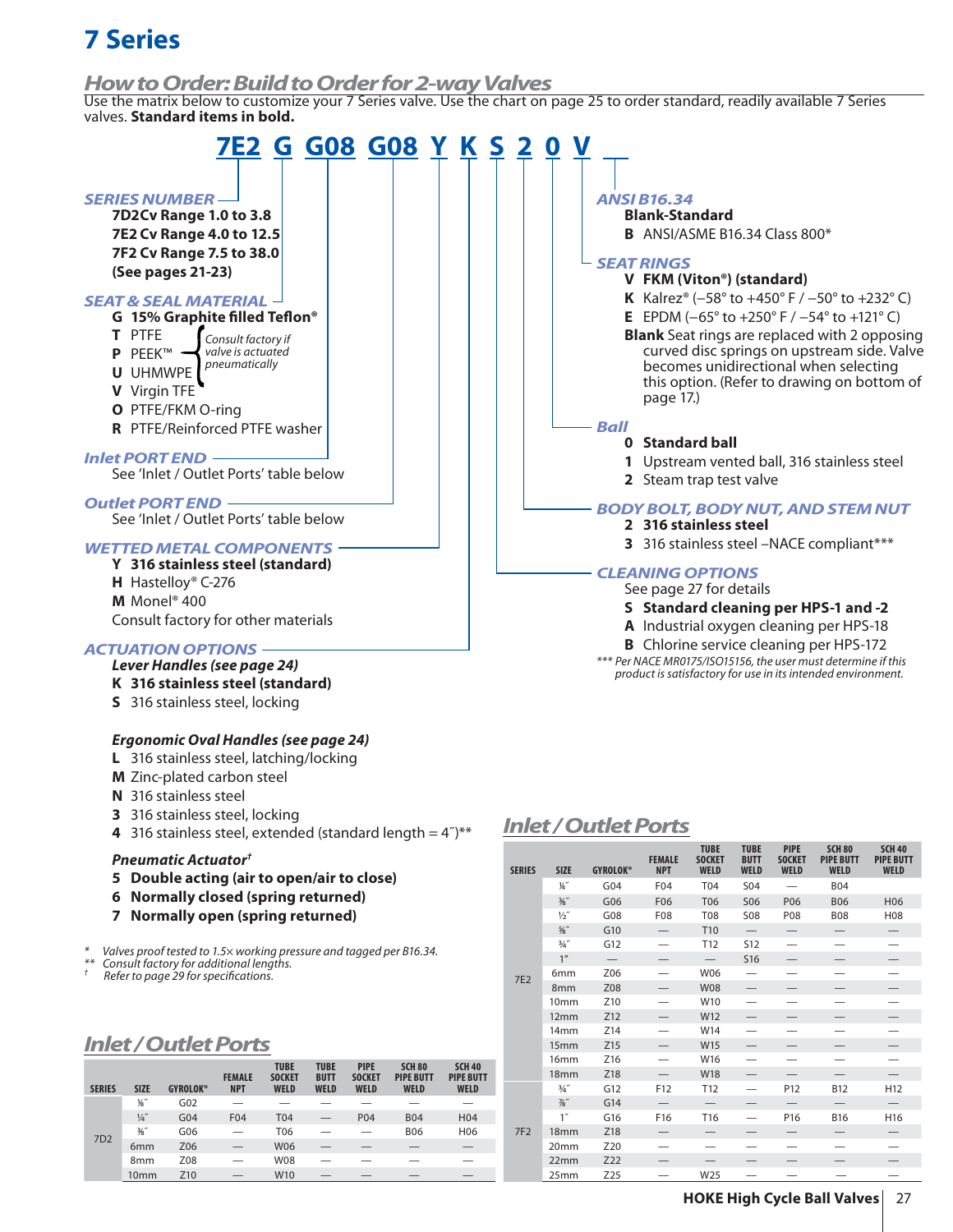# 7 Series

## How to Order: Build to Order for 2-way Valves

Use the matrix below to customize your 7 Series valve. Use the chart on page 25 to order standard, readily available 7 Series valves. **Standard items in bold.**

**7E2 G G08 G08 Y K S 2 0 V __**

### SERIES NUMBER

**7D2Cv Range 1.0 to 3.8**
**7E2 Cv Range 4.0 to 12.5**
**7F2 Cv Range 7.5 to 38.0**
**(See pages 21-23)**

### SEAT & SEAL MATERIAL

- **G 15% Graphite filled Teflon®**
- **T** PTFE
- **P** PEEK™
- **U** UHMWPE
- **V** Virgin TFE
- **O** PTFE/FKM O-ring
- **R** PTFE/Reinforced PTFE washer

*(T, P, U, V: Consult factory if valve is actuated pneumatically)*

### Inlet PORT END

See 'Inlet / Outlet Ports' table below

### Outlet PORT END

See 'Inlet / Outlet Ports' table below

### WETTED METAL COMPONENTS

- **Y 316 stainless steel (standard)**
- **H** Hastelloy® C-276
- **M** Monel® 400

Consult factory for other materials

### ACTUATION OPTIONS

***Lever Handles (see page 24)***

- **K 316 stainless steel (standard)**
- **S** 316 stainless steel, locking

***Ergonomic Oval Handles (see page 24)***

- **L** 316 stainless steel, latching/locking
- **M** Zinc-plated carbon steel
- **N** 316 stainless steel
- **3** 316 stainless steel, locking
- **4** 316 stainless steel, extended (standard length = 4″)**

***Pneumatic Actuator*†**

- **5 Double acting (air to open/air to close)**
- **6 Normally closed (spring returned)**
- **7 Normally open (spring returned)**

### ANSI B16.34

- **Blank-Standard**
- **B** ANSI/ASME B16.34 Class 800*

### SEAT RINGS

- **V FKM (Viton®) (standard)**
- **K** Kalrez® (–58° to +450° F / –50° to +232° C)
- **E** EPDM (–65° to +250° F / –54° to +121° C)
- **Blank** Seat rings are replaced with 2 opposing curved disc springs on upstream side. Valve becomes unidirectional when selecting this option. (Refer to drawing on bottom of page 17.)

### Ball

- **0 Standard ball**
- **1** Upstream vented ball, 316 stainless steel
- **2** Steam trap test valve

### BODY BOLT, BODY NUT, AND STEM NUT

- **2 316 stainless steel**
- **3** 316 stainless steel –NACE compliant***

### CLEANING OPTIONS

See page 27 for details

- **S Standard cleaning per HPS-1 and -2**
- **A** Industrial oxygen cleaning per HPS-18
- **B** Chlorine service cleaning per HPS-172

*\*\*\* Per NACE MR0175/ISO15156, the user must determine if this product is satisfactory for use in its intended environment.*

*\* Valves proof tested to 1.5× working pressure and tagged per B16.34.*
*\*\* Consult factory for additional lengths.*
*† Refer to page 29 for specifications.*

## Inlet / Outlet Ports

| SERIES | SIZE | GYROLOK® | FEMALE NPT | TUBE SOCKET WELD | TUBE BUTT WELD | PIPE SOCKET WELD | SCH 80 PIPE BUTT WELD | SCH 40 PIPE BUTT WELD |
|---|---|---|---|---|---|---|---|---|
| 7D2 | ⅛″ | G02 | — | — | — | — | — | — |
| | ¼″ | G04 | F04 | T04 | — | P04 | B04 | H04 |
| | ⅜″ | G06 | — | T06 | — | — | B06 | H06 |
| | 6mm | Z06 | — | W06 | — | — | — | — |
| | 8mm | Z08 | — | W08 | — | — | — | — |
| | 10mm | Z10 | — | W10 | — | — | — | — |

## Inlet / Outlet Ports

| SERIES | SIZE | GYROLOK® | FEMALE NPT | TUBE SOCKET WELD | TUBE BUTT WELD | PIPE SOCKET WELD | SCH 80 PIPE BUTT WELD | SCH 40 PIPE BUTT WELD |
|---|---|---|---|---|---|---|---|---|
| 7E2 | ¼″ | G04 | F04 | T04 | S04 | — | B04 | |
| | ⅜″ | G06 | F06 | T06 | S06 | P06 | B06 | H06 |
| | ½″ | G08 | F08 | T08 | S08 | P08 | B08 | H08 |
| | ⅝″ | G10 | — | T10 | — | — | — | — |
| | ¾″ | G12 | — | T12 | S12 | — | — | — |
| | 1″ | — | — | — | S16 | — | — | — |
| | 6mm | Z06 | — | W06 | — | — | — | — |
| | 8mm | Z08 | — | W08 | — | — | — | — |
| | 10mm | Z10 | — | W10 | — | — | — | — |
| | 12mm | Z12 | — | W12 | — | — | — | — |
| | 14mm | Z14 | — | W14 | — | — | — | — |
| | 15mm | Z15 | — | W15 | — | — | — | — |
| | 16mm | Z16 | — | W16 | — | — | — | — |
| | 18mm | Z18 | — | W18 | — | — | — | — |
| 7F2 | ¾″ | G12 | F12 | T12 | — | P12 | B12 | H12 |
| | ⅞″ | G14 | — | — | — | — | — | — |
| | 1″ | G16 | F16 | T16 | — | P16 | B16 | H16 |
| | 18mm | Z18 | — | — | — | — | — | — |
| | 20mm | Z20 | — | — | — | — | — | — |
| | 22mm | Z22 | — | — | — | — | — | — |
| | 25mm | Z25 | — | W25 | — | — | — | — |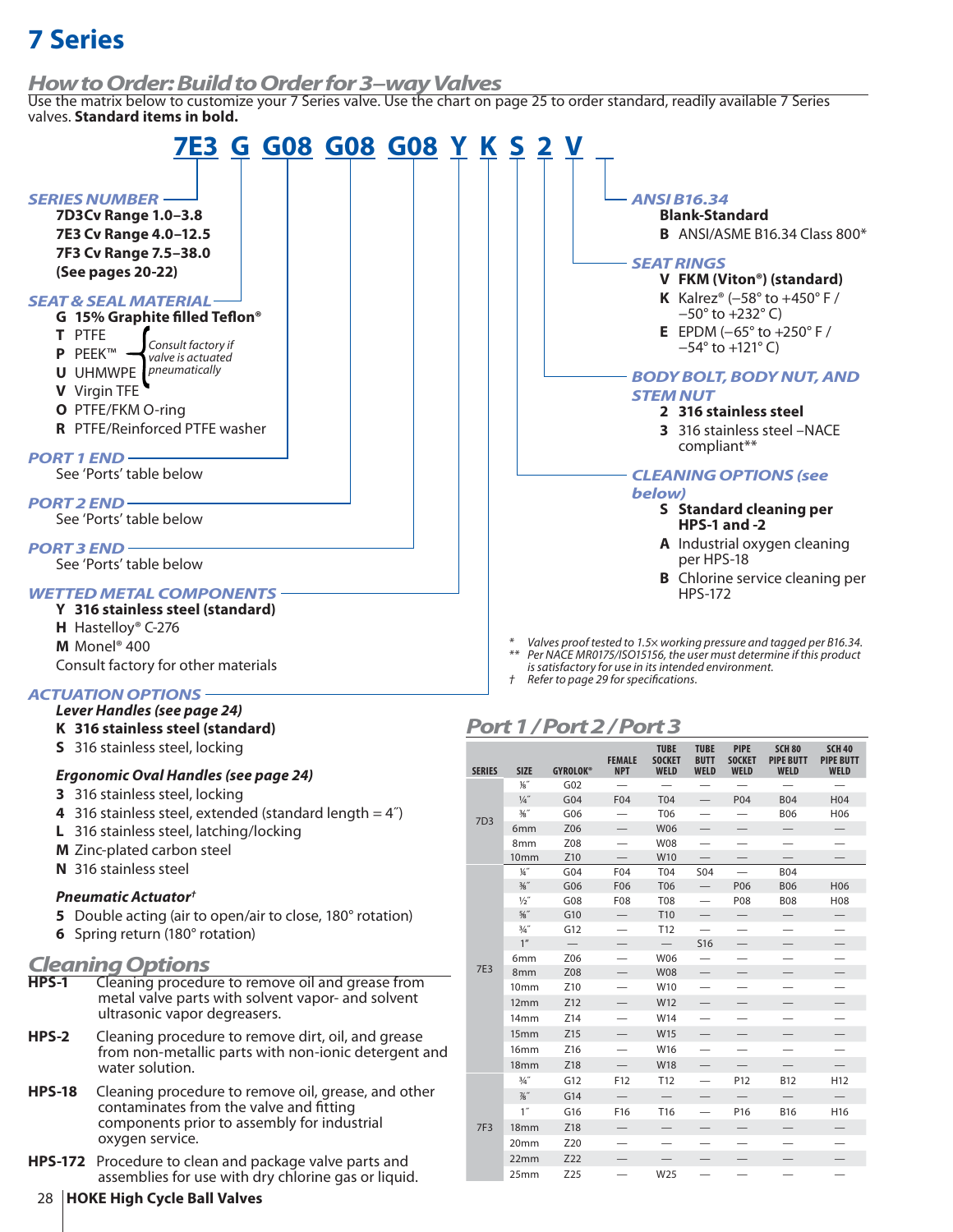# 7 Series

## How to Order: Build to Order for 3–way Valves

Use the matrix below to customize your 7 Series valve. Use the chart on page 25 to order standard, readily available 7 Series valves. **Standard items in bold.**

**7E3 G G08 G08 G08 Y K S 2 V _**

### SERIES NUMBER
- **7D3Cv Range 1.0–3.8**
- **7E3 Cv Range 4.0–12.5**
- **7F3 Cv Range 7.5–38.0**
- **(See pages 20-22)**

### SEAT & SEAL MATERIAL
- **G 15% Graphite filled Teflon®**
- **T** PTFE
- **P** PEEK™
- **U** UHMWPE
- **V** Virgin TFE
- **O** PTFE/FKM O-ring
- **R** PTFE/Reinforced PTFE washer

*(T, P, U: Consult factory if valve is actuated pneumatically)*

### PORT 1 END
See 'Ports' table below

### PORT 2 END
See 'Ports' table below

### PORT 3 END
See 'Ports' table below

### WETTED METAL COMPONENTS
- **Y 316 stainless steel (standard)**
- **H** Hastelloy® C-276
- **M** Monel® 400
- Consult factory for other materials

### ACTUATION OPTIONS

***Lever Handles (see page 24)***
- **K 316 stainless steel (standard)**
- **S** 316 stainless steel, locking

***Ergonomic Oval Handles (see page 24)***
- **3** 316 stainless steel, locking
- **4** 316 stainless steel, extended (standard length = 4″)
- **L** 316 stainless steel, latching/locking
- **M** Zinc-plated carbon steel
- **N** 316 stainless steel

***Pneumatic Actuator†***
- **5** Double acting (air to open/air to close, 180° rotation)
- **6** Spring return (180° rotation)

### ANSI B16.34
- **Blank-Standard**
- **B** ANSI/ASME B16.34 Class 800*

### SEAT RINGS
- **V FKM (Viton®) (standard)**
- **K** Kalrez® (–58° to +450° F / –50° to +232° C)
- **E** EPDM (–65° to +250° F / –54° to +121° C)

### BODY BOLT, BODY NUT, AND STEM NUT
- **2 316 stainless steel**
- **3** 316 stainless steel –NACE compliant**

### CLEANING OPTIONS (see below)
- **S Standard cleaning per HPS-1 and -2**
- **A** Industrial oxygen cleaning per HPS-18
- **B** Chlorine service cleaning per HPS-172

*\* Valves proof tested to 1.5× working pressure and tagged per B16.34.*
*\*\* Per NACE MR0175/ISO15156, the user must determine if this product is satisfactory for use in its intended environment.*
*† Refer to page 29 for specifications.*

## Cleaning Options

**HPS-1** Cleaning procedure to remove oil and grease from metal valve parts with solvent vapor- and solvent ultrasonic vapor degreasers.

**HPS-2** Cleaning procedure to remove dirt, oil, and grease from non-metallic parts with non-ionic detergent and water solution.

**HPS-18** Cleaning procedure to remove oil, grease, and other contaminates from the valve and fitting components prior to assembly for industrial oxygen service.

**HPS-172** Procedure to clean and package valve parts and assemblies for use with dry chlorine gas or liquid.

## Port 1 / Port 2 / Port 3

| SERIES | SIZE | GYROLOK® | FEMALE NPT | TUBE SOCKET WELD | TUBE BUTT WELD | PIPE SOCKET WELD | SCH 80 PIPE BUTT WELD | SCH 40 PIPE BUTT WELD |
|---|---|---|---|---|---|---|---|---|
| 7D3 | ⅛″ | G02 | — | — | — | — | — | — |
| | ¼″ | G04 | F04 | T04 | — | P04 | B04 | H04 |
| | ⅜″ | G06 | — | T06 | — | — | B06 | H06 |
| | 6mm | Z06 | — | W06 | — | — | — | — |
| | 8mm | Z08 | — | W08 | — | — | — | — |
| | 10mm | Z10 | — | W10 | — | — | — | — |
| 7E3 | ¼″ | G04 | F04 | T04 | S04 | — | B04 | |
| | ⅜″ | G06 | F06 | T06 | — | P06 | B06 | H06 |
| | ½″ | G08 | F08 | T08 | — | P08 | B08 | H08 |
| | ⅝″ | G10 | — | T10 | — | — | — | — |
| | ¾″ | G12 | — | T12 | — | — | — | — |
| | 1″ | — | — | — | S16 | — | — | — |
| | 6mm | Z06 | — | W06 | — | — | — | — |
| | 8mm | Z08 | — | W08 | — | — | — | — |
| | 10mm | Z10 | — | W10 | — | — | — | — |
| | 12mm | Z12 | — | W12 | — | — | — | — |
| | 14mm | Z14 | — | W14 | — | — | — | — |
| | 15mm | Z15 | — | W15 | — | — | — | — |
| | 16mm | Z16 | — | W16 | — | — | — | — |
| | 18mm | Z18 | — | W18 | — | — | — | — |
| 7F3 | ¾″ | G12 | F12 | T12 | — | P12 | B12 | H12 |
| | ⅞″ | G14 | — | — | — | — | — | — |
| | 1″ | G16 | F16 | T16 | — | P16 | B16 | H16 |
| | 18mm | Z18 | — | — | — | — | — | — |
| | 20mm | Z20 | — | — | — | — | — | — |
| | 22mm | Z22 | — | — | — | — | — | — |
| | 25mm | Z25 | — | W25 | — | — | — | — |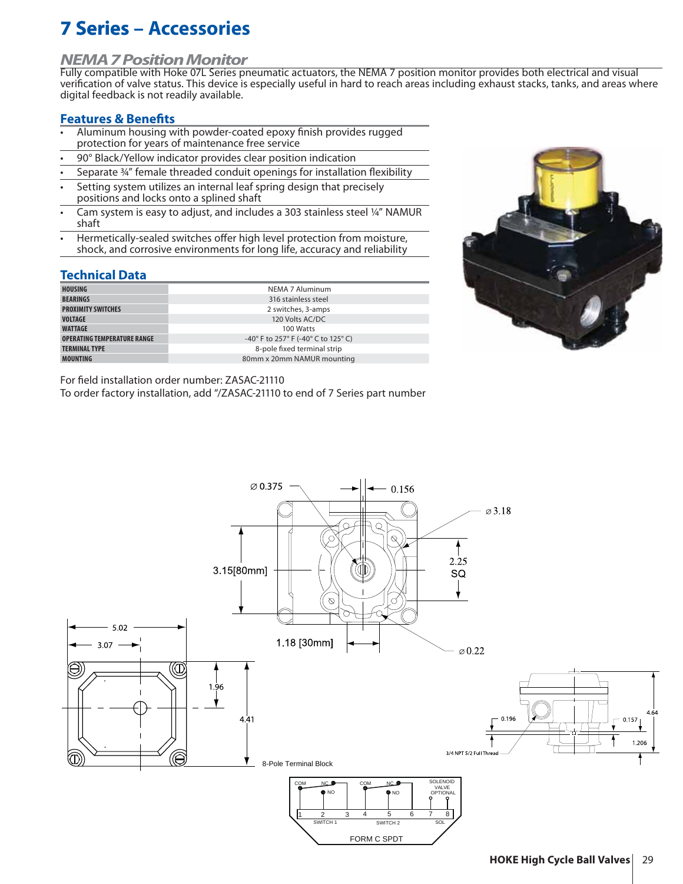# 7 Series – Accessories

## *NEMA 7 Position Monitor*

Fully compatible with Hoke 07L Series pneumatic actuators, the NEMA 7 position monitor provides both electrical and visual verification of valve status. This device is especially useful in hard to reach areas including exhaust stacks, tanks, and areas where digital feedback is not readily available.

### Features & Benefits

- Aluminum housing with powder-coated epoxy finish provides rugged protection for years of maintenance free service
- 90° Black/Yellow indicator provides clear position indication
- Separate ¾" female threaded conduit openings for installation flexibility
- Setting system utilizes an internal leaf spring design that precisely positions and locks onto a splined shaft
- Cam system is easy to adjust, and includes a 303 stainless steel ¼" NAMUR shaft
- Hermetically-sealed switches offer high level protection from moisture, shock, and corrosive environments for long life, accuracy and reliability

### Technical Data

| | |
|---|---|
| HOUSING | NEMA 7 Aluminum |
| BEARINGS | 316 stainless steel |
| PROXIMITY SWITCHES | 2 switches, 3-amps |
| VOLTAGE | 120 Volts AC/DC |
| WATTAGE | 100 Watts |
| OPERATING TEMPERATURE RANGE | -40° F to 257° F (-40° C to 125° C) |
| TERMINAL TYPE | 8-pole fixed terminal strip |
| MOUNTING | 80mm x 20mm NAMUR mounting |

For field installation order number: ZASAC-21110

To order factory installation, add "/ZASAC-21110 to end of 7 Series part number

8-Pole Terminal Block

FORM C SPDT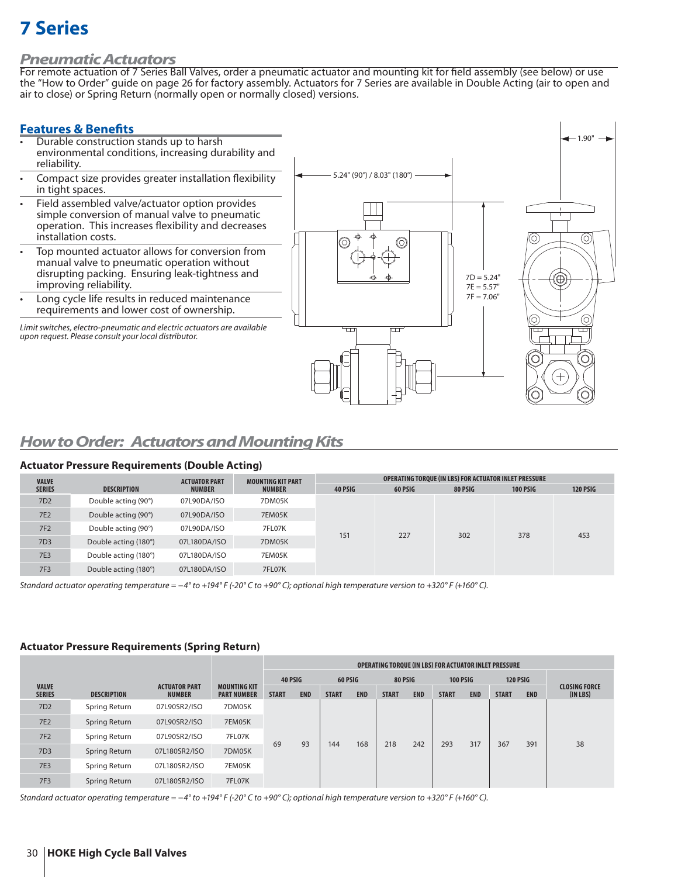# 7 Series

## Pneumatic Actuators

For remote actuation of 7 Series Ball Valves, order a pneumatic actuator and mounting kit for field assembly (see below) or use the "How to Order" guide on page 26 for factory assembly. Actuators for 7 Series are available in Double Acting (air to open and air to close) or Spring Return (normally open or normally closed) versions.

### Features & Benefits

- Durable construction stands up to harsh environmental conditions, increasing durability and reliability.
- Compact size provides greater installation flexibility in tight spaces.
- Field assembled valve/actuator option provides simple conversion of manual valve to pneumatic operation. This increases flexibility and decreases installation costs.
- Top mounted actuator allows for conversion from manual valve to pneumatic operation without disrupting packing. Ensuring leak-tightness and improving reliability.
- Long cycle life results in reduced maintenance requirements and lower cost of ownership.

*Limit switches, electro-pneumatic and electric actuators are available upon request. Please consult your local distributor.*

1.90"

5.24" (90°) / 8.03" (180°)

7D = 5.24"
7E = 5.57"
7F = 7.06"

## How to Order: Actuators and Mounting Kits

### Actuator Pressure Requirements (Double Acting)

| VALVE SERIES | DESCRIPTION | ACTUATOR PART NUMBER | MOUNTING KIT PART NUMBER | OPERATING TORQUE (IN LBS) FOR ACTUATOR INLET PRESSURE | | | | |
|---|---|---|---|---|---|---|---|---|
| | | | | 40 PSIG | 60 PSIG | 80 PSIG | 100 PSIG | 120 PSIG |
| 7D2 | Double acting (90°) | 07L90DA/ISO | 7DM05K | 151 | 227 | 302 | 378 | 453 |
| 7E2 | Double acting (90°) | 07L90DA/ISO | 7EM05K | 151 | 227 | 302 | 378 | 453 |
| 7F2 | Double acting (90°) | 07L90DA/ISO | 7FL07K | 151 | 227 | 302 | 378 | 453 |
| 7D3 | Double acting (180°) | 07L180DA/ISO | 7DM05K | 151 | 227 | 302 | 378 | 453 |
| 7E3 | Double acting (180°) | 07L180DA/ISO | 7EM05K | 151 | 227 | 302 | 378 | 453 |
| 7F3 | Double acting (180°) | 07L180DA/ISO | 7FL07K | 151 | 227 | 302 | 378 | 453 |

*Standard actuator operating temperature = −4° to +194° F (-20° C to +90° C); optional high temperature version to +320° F (+160° C).*

### Actuator Pressure Requirements (Spring Return)

| VALVE SERIES | DESCRIPTION | ACTUATOR PART NUMBER | MOUNTING KIT PART NUMBER | OPERATING TORQUE (IN LBS) FOR ACTUATOR INLET PRESSURE | | | | | | | | | | CLOSING FORCE (IN LBS) |
|---|---|---|---|---|---|---|---|---|---|---|---|---|---|---|
| | | | | 40 PSIG | | 60 PSIG | | 80 PSIG | | 100 PSIG | | 120 PSIG | | |
| | | | | START | END | START | END | START | END | START | END | START | END | |
| 7D2 | Spring Return | 07L90SR2/ISO | 7DM05K | 69 | 93 | 144 | 168 | 218 | 242 | 293 | 317 | 367 | 391 | 38 |
| 7E2 | Spring Return | 07L90SR2/ISO | 7EM05K | 69 | 93 | 144 | 168 | 218 | 242 | 293 | 317 | 367 | 391 | 38 |
| 7F2 | Spring Return | 07L90SR2/ISO | 7FL07K | 69 | 93 | 144 | 168 | 218 | 242 | 293 | 317 | 367 | 391 | 38 |
| 7D3 | Spring Return | 07L180SR2/ISO | 7DM05K | 69 | 93 | 144 | 168 | 218 | 242 | 293 | 317 | 367 | 391 | 38 |
| 7E3 | Spring Return | 07L180SR2/ISO | 7EM05K | 69 | 93 | 144 | 168 | 218 | 242 | 293 | 317 | 367 | 391 | 38 |
| 7F3 | Spring Return | 07L180SR2/ISO | 7FL07K | 69 | 93 | 144 | 168 | 218 | 242 | 293 | 317 | 367 | 391 | 38 |

*Standard actuator operating temperature = −4° to +194° F (-20° C to +90° C); optional high temperature version to +320° F (+160° C).*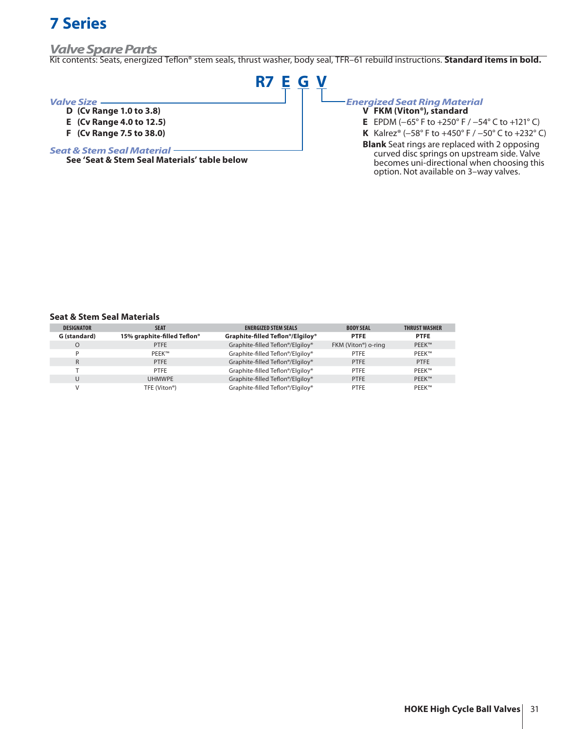# 7 Series

## *Valve Spare Parts*

Kit contents: Seats, energized Teflon® stem seals, thrust washer, body seal, TFR–61 rebuild instructions. **Standard items in bold.**

**R7 E G V**

***Valve Size***

- **D (Cv Range 1.0 to 3.8)**
- **E (Cv Range 4.0 to 12.5)**
- **F (Cv Range 7.5 to 38.0)**

***Seat & Stem Seal Material***

**See 'Seat & Stem Seal Materials' table below**

***Energized Seat Ring Material***

- **V FKM (Viton®), standard**
- **E** EPDM (–65° F to +250° F / –54° C to +121° C)
- **K** Kalrez® (–58° F to +450° F / –50° C to +232° C)
- **Blank** Seat rings are replaced with 2 opposing curved disc springs on upstream side. Valve becomes uni-directional when choosing this option. Not available on 3–way valves.

**Seat & Stem Seal Materials**

| DESIGNATOR | SEAT | ENERGIZED STEM SEALS | BODY SEAL | THRUST WASHER |
|---|---|---|---|---|
| **G (standard)** | **15% graphite-filled Teflon®** | **Graphite-filled Teflon®/Elgiloy®** | **PTFE** | **PTFE** |
| O | PTFE | Graphite-filled Teflon®/Elgiloy® | FKM (Viton®) o-ring | PEEK™ |
| P | PEEK™ | Graphite-filled Teflon®/Elgiloy® | PTFE | PEEK™ |
| R | PTFE | Graphite-filled Teflon®/Elgiloy® | PTFE | PTFE |
| T | PTFE | Graphite-filled Teflon®/Elgiloy® | PTFE | PEEK™ |
| U | UHMWPE | Graphite-filled Teflon®/Elgiloy® | PTFE | PEEK™ |
| V | TFE (Viton®) | Graphite-filled Teflon®/Elgiloy® | PTFE | PEEK™ |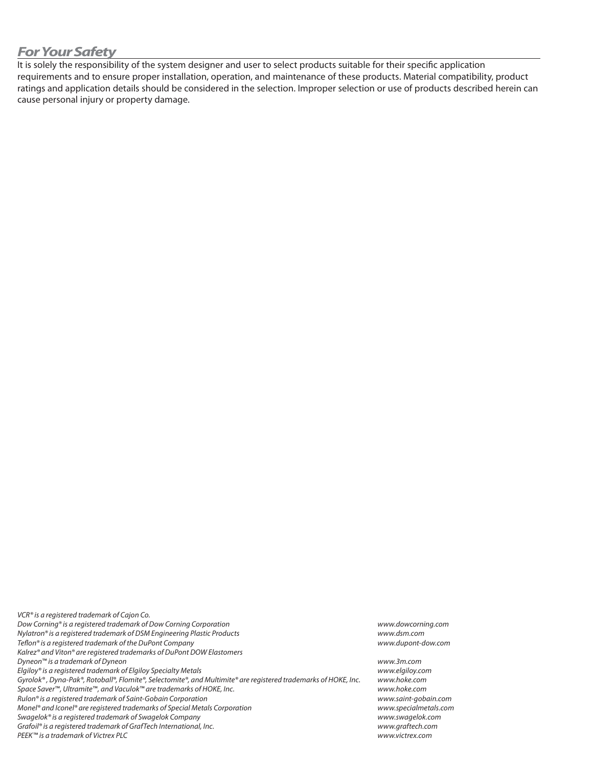## *For Your Safety*

It is solely the responsibility of the system designer and user to select products suitable for their specific application requirements and to ensure proper installation, operation, and maintenance of these products. Material compatibility, product ratings and application details should be considered in the selection. Improper selection or use of products described herein can cause personal injury or property damage.

| | |
|---|---|
| *VCR® is a registered trademark of Cajon Co.* | |
| *Dow Corning® is a registered trademark of Dow Corning Corporation* | *www.dowcorning.com* |
| *Nylatron® is a registered trademark of DSM Engineering Plastic Products* | *www.dsm.com* |
| *Teflon® is a registered trademark of the DuPont Company* | *www.dupont-dow.com* |
| *Kalrez® and Viton® are registered trademarks of DuPont DOW Elastomers* | |
| *Dyneon™ is a trademark of Dyneon* | *www.3m.com* |
| *Elgiloy® is a registered trademark of Elgiloy Specialty Metals* | *www.elgiloy.com* |
| *Gyrolok®, Dyna-Pak®, Rotoball®, Flomite®, Selectomite®, and Multimite® are registered trademarks of HOKE, Inc.* | *www.hoke.com* |
| *Space Saver™, Ultramite™, and Vaculok™ are trademarks of HOKE, Inc.* | *www.hoke.com* |
| *Rulon® is a registered trademark of Saint-Gobain Corporation* | *www.saint-gobain.com* |
| *Monel® and Iconel® are registered trademarks of Special Metals Corporation* | *www.specialmetals.com* |
| *Swagelok® is a registered trademark of Swagelok Company* | *www.swagelok.com* |
| *Grafoil® is a registered trademark of GrafTech International, Inc.* | *www.graftech.com* |
| *PEEK™ is a trademark of Victrex PLC* | *www.victrex.com* |